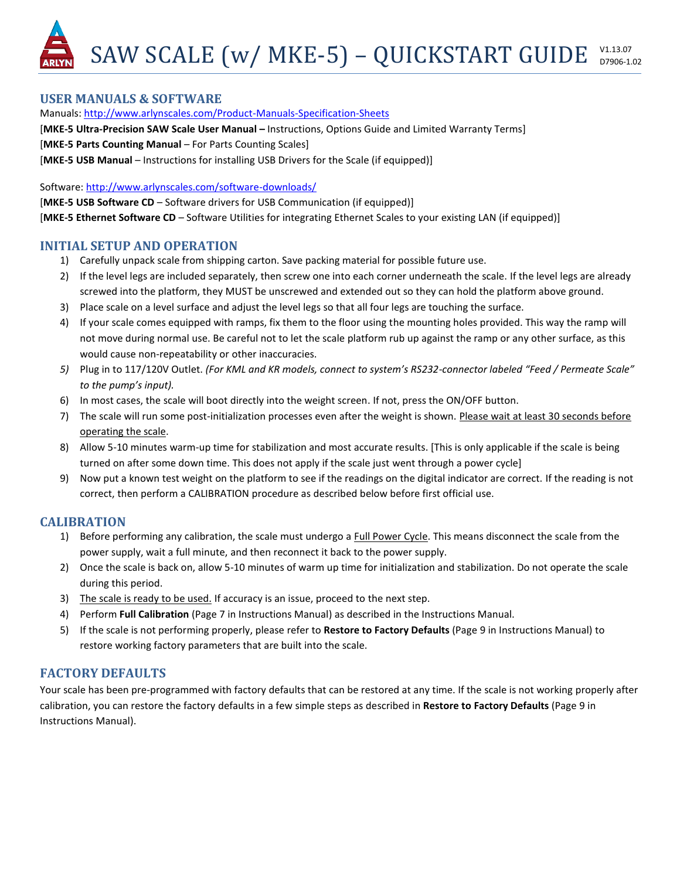# SAW SCALE (w/ MKE-5) – QUICKSTART GUIDE

V1.13.07
D7906-1.02

## USER MANUALS & SOFTWARE

Manuals: http://www.arlynscales.com/Product-Manuals-Specification-Sheets

[**MKE-5 Ultra-Precision SAW Scale User Manual –** Instructions, Options Guide and Limited Warranty Terms]

[**MKE-5 Parts Counting Manual** – For Parts Counting Scales]

[**MKE-5 USB Manual** – Instructions for installing USB Drivers for the Scale (if equipped)]

Software: http://www.arlynscales.com/software-downloads/

[**MKE-5 USB Software CD** – Software drivers for USB Communication (if equipped)]

[**MKE-5 Ethernet Software CD** – Software Utilities for integrating Ethernet Scales to your existing LAN (if equipped)]

## INITIAL SETUP AND OPERATION

1) Carefully unpack scale from shipping carton. Save packing material for possible future use.
2) If the level legs are included separately, then screw one into each corner underneath the scale. If the level legs are already screwed into the platform, they MUST be unscrewed and extended out so they can hold the platform above ground.
3) Place scale on a level surface and adjust the level legs so that all four legs are touching the surface.
4) If your scale comes equipped with ramps, fix them to the floor using the mounting holes provided. This way the ramp will not move during normal use. Be careful not to let the scale platform rub up against the ramp or any other surface, as this would cause non-repeatability or other inaccuracies.
5) Plug in to 117/120V Outlet. *(For KML and KR models, connect to system's RS232-connector labeled "Feed / Permeate Scale" to the pump's input).*
6) In most cases, the scale will boot directly into the weight screen. If not, press the ON/OFF button.
7) The scale will run some post-initialization processes even after the weight is shown. Please wait at least 30 seconds before operating the scale.
8) Allow 5-10 minutes warm-up time for stabilization and most accurate results. [This is only applicable if the scale is being turned on after some down time. This does not apply if the scale just went through a power cycle]
9) Now put a known test weight on the platform to see if the readings on the digital indicator are correct. If the reading is not correct, then perform a CALIBRATION procedure as described below before first official use.

## CALIBRATION

1) Before performing any calibration, the scale must undergo a Full Power Cycle. This means disconnect the scale from the power supply, wait a full minute, and then reconnect it back to the power supply.
2) Once the scale is back on, allow 5-10 minutes of warm up time for initialization and stabilization. Do not operate the scale during this period.
3) The scale is ready to be used. If accuracy is an issue, proceed to the next step.
4) Perform **Full Calibration** (Page 7 in Instructions Manual) as described in the Instructions Manual.
5) If the scale is not performing properly, please refer to **Restore to Factory Defaults** (Page 9 in Instructions Manual) to restore working factory parameters that are built into the scale.

## FACTORY DEFAULTS

Your scale has been pre-programmed with factory defaults that can be restored at any time. If the scale is not working properly after calibration, you can restore the factory defaults in a few simple steps as described in **Restore to Factory Defaults** (Page 9 in Instructions Manual).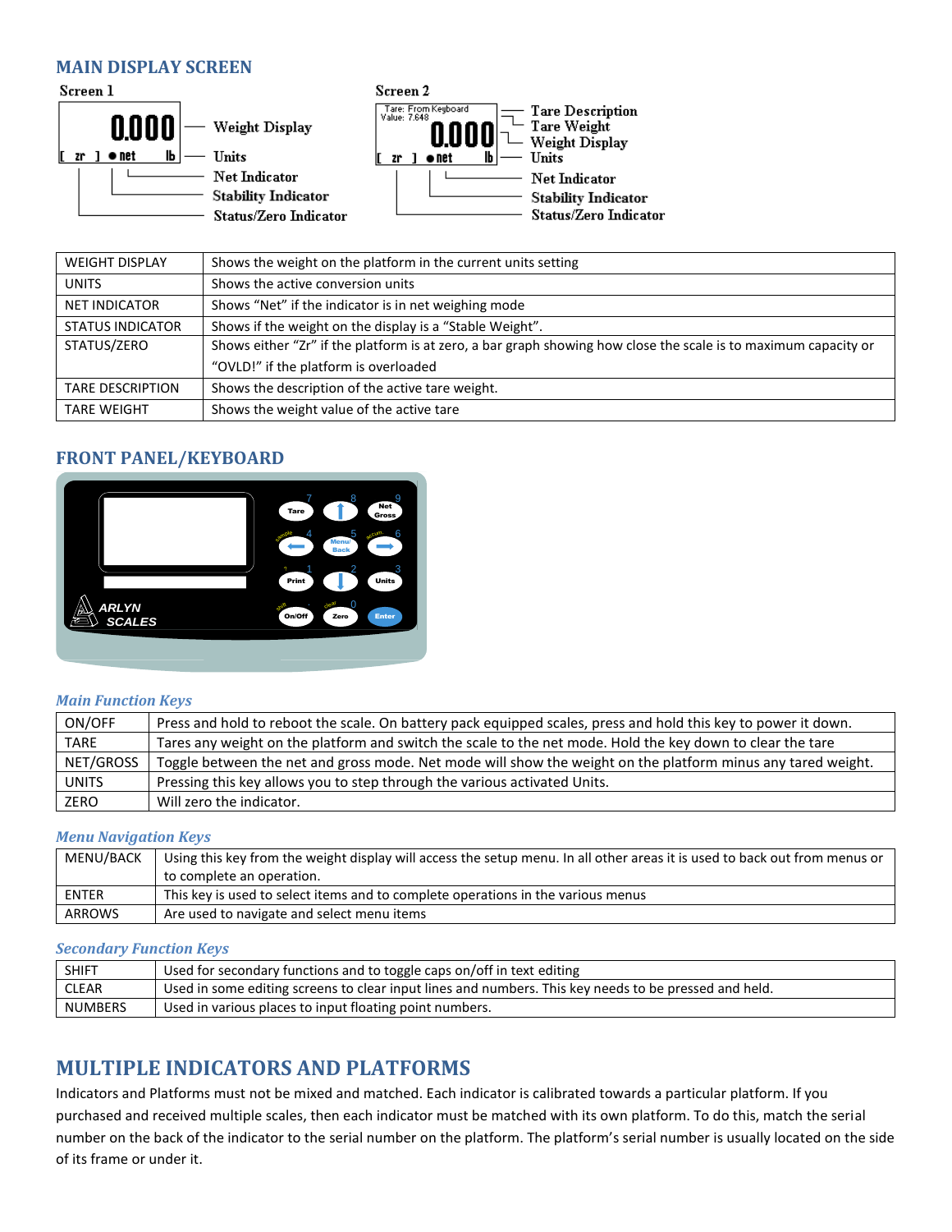## MAIN DISPLAY SCREEN

Screen 1

0.000
[ zr ] ● net lb

Weight Display
Units
Net Indicator
Stability Indicator
Status/Zero Indicator

Screen 2

Tare: From Keyboard
Value: 7.648
0.000
[ zr ] ● net lb

Tare Description
Tare Weight
Weight Display
Units
Net Indicator
Stability Indicator
Status/Zero Indicator

| | |
|---|---|
| WEIGHT DISPLAY | Shows the weight on the platform in the current units setting |
| UNITS | Shows the active conversion units |
| NET INDICATOR | Shows "Net" if the indicator is in net weighing mode |
| STATUS INDICATOR | Shows if the weight on the display is a "Stable Weight". |
| STATUS/ZERO | Shows either "Zr" if the platform is at zero, a bar graph showing how close the scale is to maximum capacity or "OVLD!" if the platform is overloaded |
| TARE DESCRIPTION | Shows the description of the active tare weight. |
| TARE WEIGHT | Shows the weight value of the active tare |

## FRONT PANEL/KEYBOARD

ARLYN SCALES

Tare 7, 8, Net Gross 9, sample 4, Menu/Back 5, accum. 6, ? Print 1, 2, Units 3, shift On/Off, clear Zero 0, Enter

### *Main Function Keys*

| | |
|---|---|
| ON/OFF | Press and hold to reboot the scale. On battery pack equipped scales, press and hold this key to power it down. |
| TARE | Tares any weight on the platform and switch the scale to the net mode. Hold the key down to clear the tare |
| NET/GROSS | Toggle between the net and gross mode. Net mode will show the weight on the platform minus any tared weight. |
| UNITS | Pressing this key allows you to step through the various activated Units. |
| ZERO | Will zero the indicator. |

### *Menu Navigation Keys*

| | |
|---|---|
| MENU/BACK | Using this key from the weight display will access the setup menu. In all other areas it is used to back out from menus or to complete an operation. |
| ENTER | This key is used to select items and to complete operations in the various menus |
| ARROWS | Are used to navigate and select menu items |

### *Secondary Function Keys*

| | |
|---|---|
| SHIFT | Used for secondary functions and to toggle caps on/off in text editing |
| CLEAR | Used in some editing screens to clear input lines and numbers. This key needs to be pressed and held. |
| NUMBERS | Used in various places to input floating point numbers. |

# MULTIPLE INDICATORS AND PLATFORMS

Indicators and Platforms must not be mixed and matched. Each indicator is calibrated towards a particular platform. If you purchased and received multiple scales, then each indicator must be matched with its own platform. To do this, match the serial number on the back of the indicator to the serial number on the platform. The platform's serial number is usually located on the side of its frame or under it.